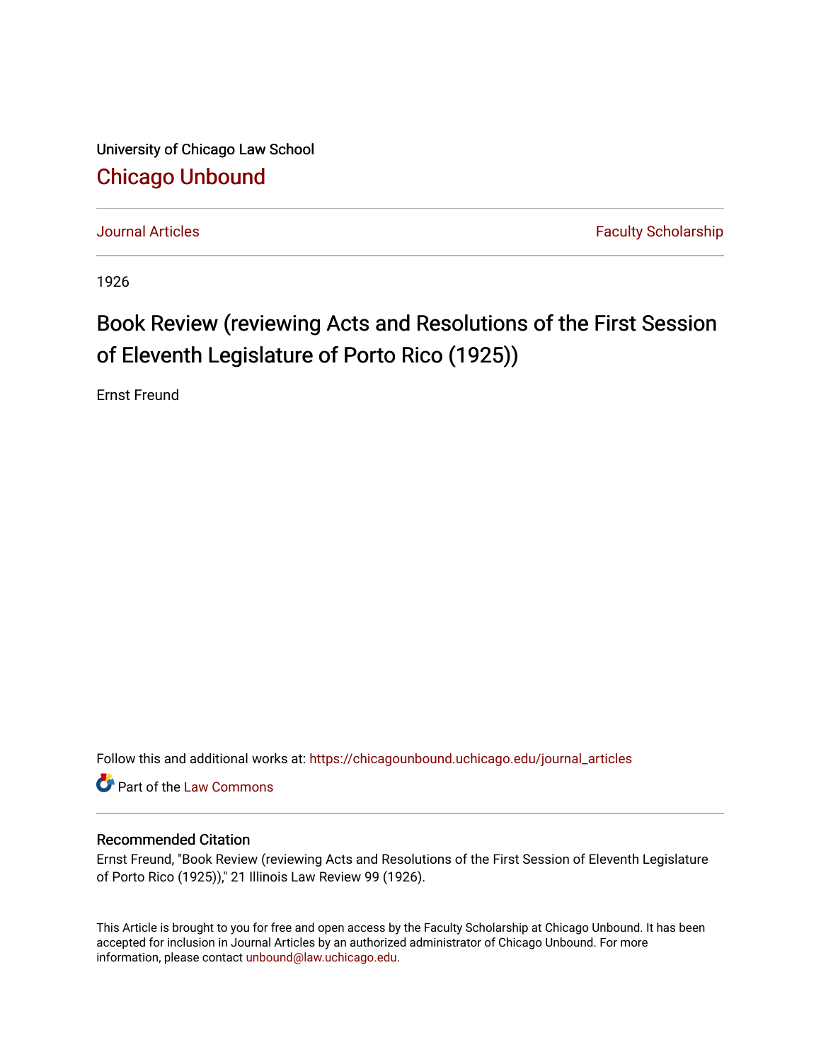University of Chicago Law School

## Chicago Unbound

Journal Articles | Faculty Scholarship

1926

# Book Review (reviewing Acts and Resolutions of the First Session of Eleventh Legislature of Porto Rico (1925))

Ernst Freund

Follow this and additional works at: https://chicagounbound.uchicago.edu/journal_articles

Part of the Law Commons

### Recommended Citation

Ernst Freund, "Book Review (reviewing Acts and Resolutions of the First Session of Eleventh Legislature of Porto Rico (1925))," 21 Illinois Law Review 99 (1926).

This Article is brought to you for free and open access by the Faculty Scholarship at Chicago Unbound. It has been accepted for inclusion in Journal Articles by an authorized administrator of Chicago Unbound. For more information, please contact unbound@law.uchicago.edu.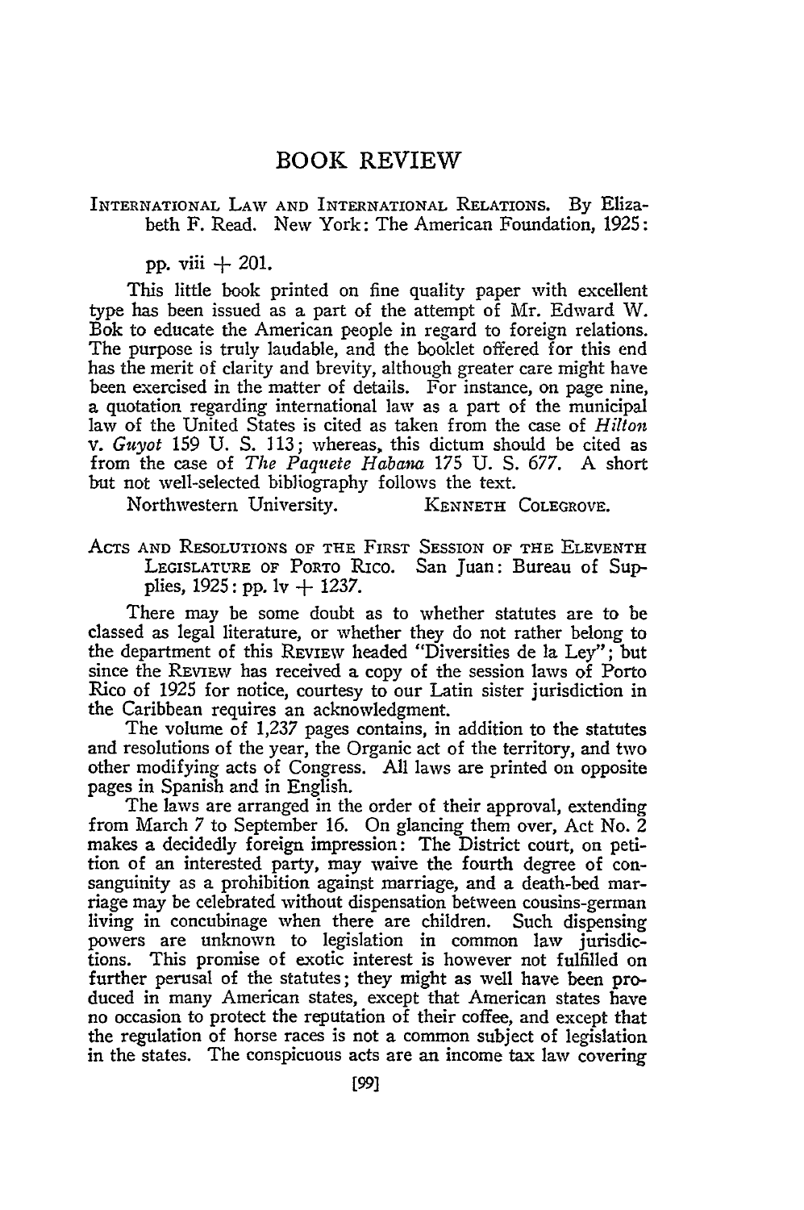# BOOK REVIEW

INTERNATIONAL LAW AND INTERNATIONAL RELATIONS. By Elizabeth F. Read. New York: The American Foundation, 1925: pp. viii + 201.

This little book printed on fine quality paper with excellent type has been issued as a part of the attempt of Mr. Edward W. Bok to educate the American people in regard to foreign relations. The purpose is truly laudable, and the booklet offered for this end has the merit of clarity and brevity, although greater care might have been exercised in the matter of details. For instance, on page nine, a quotation regarding international law as a part of the municipal law of the United States is cited as taken from the case of *Hilton v. Guyot* 159 U. S. 113; whereas, this dictum should be cited as from the case of *The Paquete Habana* 175 U. S. 677. A short but not well-selected bibliography follows the text.

Northwestern University. KENNETH COLEGROVE.

ACTS AND RESOLUTIONS OF THE FIRST SESSION OF THE ELEVENTH LEGISLATURE OF PORTO RICO. San Juan: Bureau of Supplies, 1925: pp. lv + 1237.

There may be some doubt as to whether statutes are to be classed as legal literature, or whether they do not rather belong to the department of this REVIEW headed "Diversities de la Ley"; but since the REVIEW has received a copy of the session laws of Porto Rico of 1925 for notice, courtesy to our Latin sister jurisdiction in the Caribbean requires an acknowledgment.

The volume of 1,237 pages contains, in addition to the statutes and resolutions of the year, the Organic act of the territory, and two other modifying acts of Congress. All laws are printed on opposite pages in Spanish and in English.

The laws are arranged in the order of their approval, extending from March 7 to September 16. On glancing them over, Act No. 2 makes a decidedly foreign impression: The District court, on petition of an interested party, may waive the fourth degree of consanguinity as a prohibition against marriage, and a death-bed marriage may be celebrated without dispensation between cousins-german living in concubinage when there are children. Such dispensing powers are unknown to legislation in common law jurisdictions. This promise of exotic interest is however not fulfilled on further perusal of the statutes; they might as well have been produced in many American states, except that American states have no occasion to protect the reputation of their coffee, and except that the regulation of horse races is not a common subject of legislation in the states. The conspicuous acts are an income tax law covering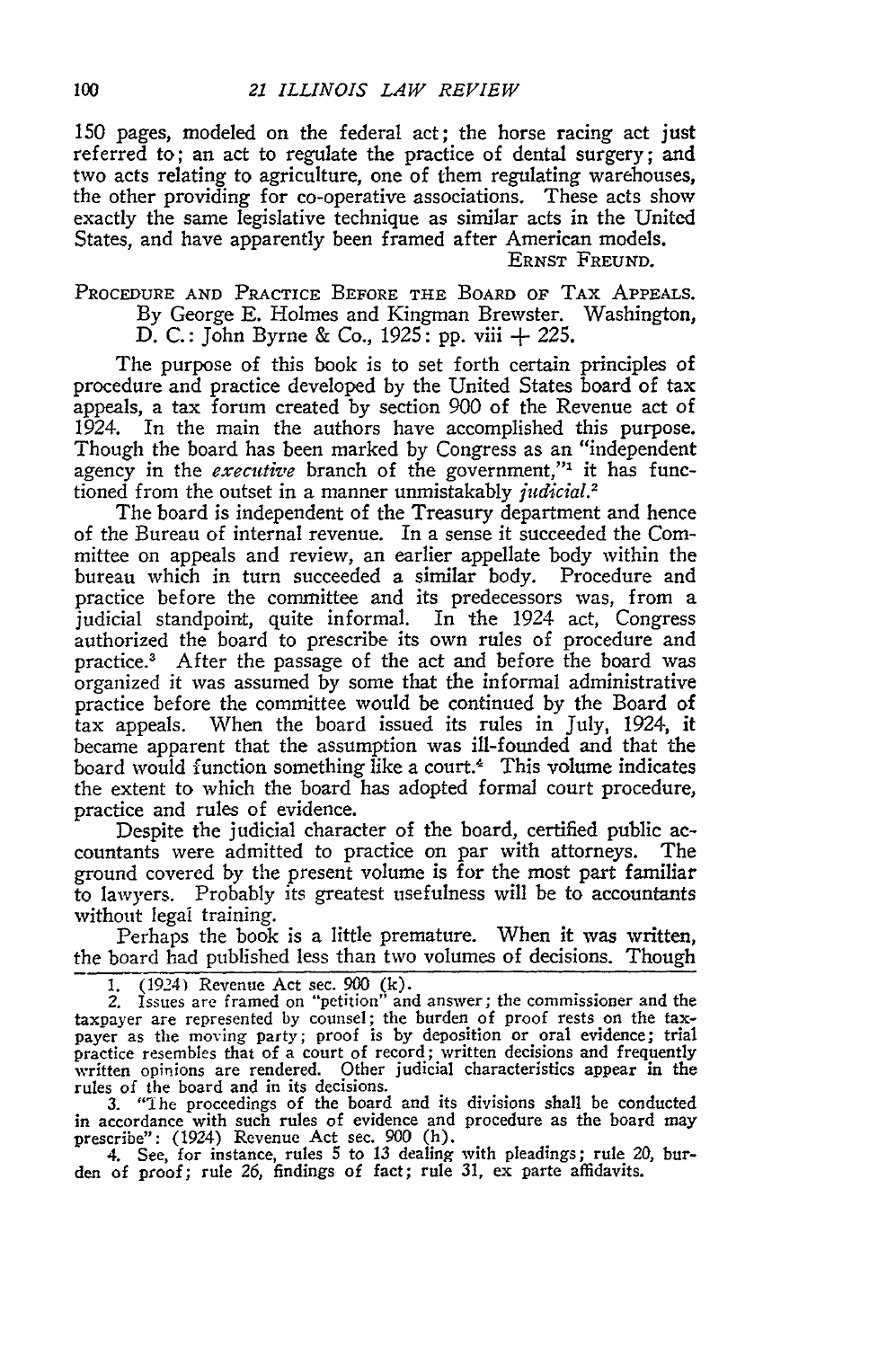150 pages, modeled on the federal act; the horse racing act just referred to; an act to regulate the practice of dental surgery; and two acts relating to agriculture, one of them regulating warehouses, the other providing for co-operative associations. These acts show exactly the same legislative technique as similar acts in the United States, and have apparently been framed after American models.

ERNST FREUND.

PROCEDURE AND PRACTICE BEFORE THE BOARD OF TAX APPEALS. By George E. Holmes and Kingman Brewster. Washington, D. C.: John Byrne & Co., 1925: pp. viii + 225.

The purpose of this book is to set forth certain principles of procedure and practice developed by the United States board of tax appeals, a tax forum created by section 900 of the Revenue act of 1924. In the main the authors have accomplished this purpose. Though the board has been marked by Congress as an "independent agency in the *executive* branch of the government,"[1] it has functioned from the outset in a manner unmistakably *judicial*.[2]

The board is independent of the Treasury department and hence of the Bureau of internal revenue. In a sense it succeeded the Committee on appeals and review, an earlier appellate body within the bureau which in turn succeeded a similar body. Procedure and practice before the committee and its predecessors was, from a judicial standpoint, quite informal. In the 1924 act, Congress authorized the board to prescribe its own rules of procedure and practice.[3] After the passage of the act and before the board was organized it was assumed by some that the informal administrative practice before the committee would be continued by the Board of tax appeals. When the board issued its rules in July, 1924, it became apparent that the assumption was ill-founded and that the board would function something like a court.[4] This volume indicates the extent to which the board has adopted formal court procedure, practice and rules of evidence.

Despite the judicial character of the board, certified public accountants were admitted to practice on par with attorneys. The ground covered by the present volume is for the most part familiar to lawyers. Probably its greatest usefulness will be to accountants without legal training.

Perhaps the book is a little premature. When it was written, the board had published less than two volumes of decisions. Though

---

1. (1924) Revenue Act sec. 900 (k).

2. Issues are framed on "petition" and answer; the commissioner and the taxpayer are represented by counsel; the burden of proof rests on the taxpayer as the moving party; proof is by deposition or oral evidence; trial practice resembles that of a court of record; written decisions and frequently written opinions are rendered. Other judicial characteristics appear in the rules of the board and in its decisions.

3. "The proceedings of the board and its divisions shall be conducted in accordance with such rules of evidence and procedure as the board may prescribe": (1924) Revenue Act sec. 900 (h).

4. See, for instance, rules 5 to 13 dealing with pleadings; rule 20, burden of proof; rule 26, findings of fact; rule 31, ex parte affidavits.